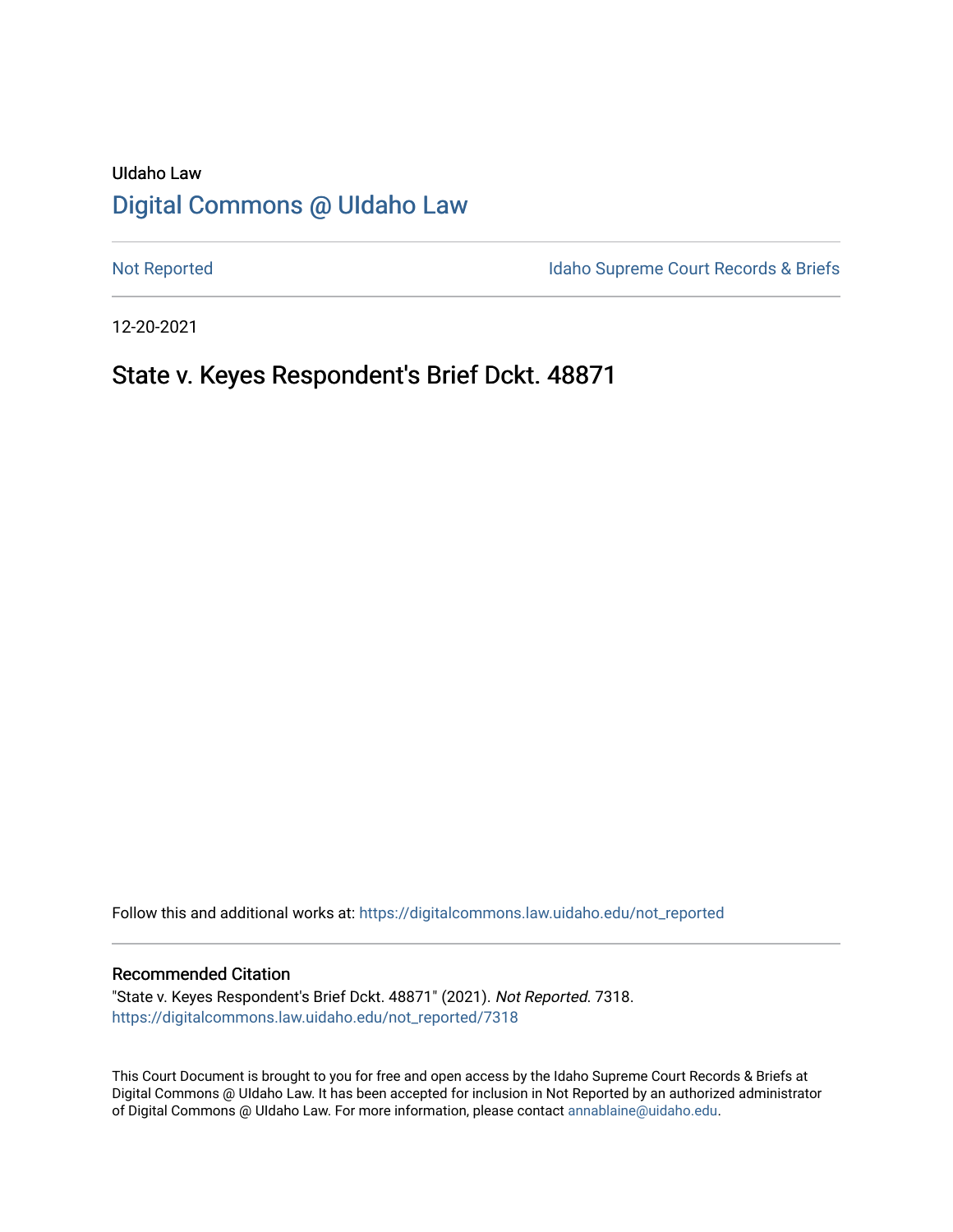UIdaho Law

# Digital Commons @ UIdaho Law

Not Reported

Idaho Supreme Court Records & Briefs

12-20-2021

## State v. Keyes Respondent's Brief Dckt. 48871

Follow this and additional works at: https://digitalcommons.law.uidaho.edu/not_reported

### Recommended Citation

"State v. Keyes Respondent's Brief Dckt. 48871" (2021). *Not Reported*. 7318.
https://digitalcommons.law.uidaho.edu/not_reported/7318

This Court Document is brought to you for free and open access by the Idaho Supreme Court Records & Briefs at Digital Commons @ UIdaho Law. It has been accepted for inclusion in Not Reported by an authorized administrator of Digital Commons @ UIdaho Law. For more information, please contact annablaine@uidaho.edu.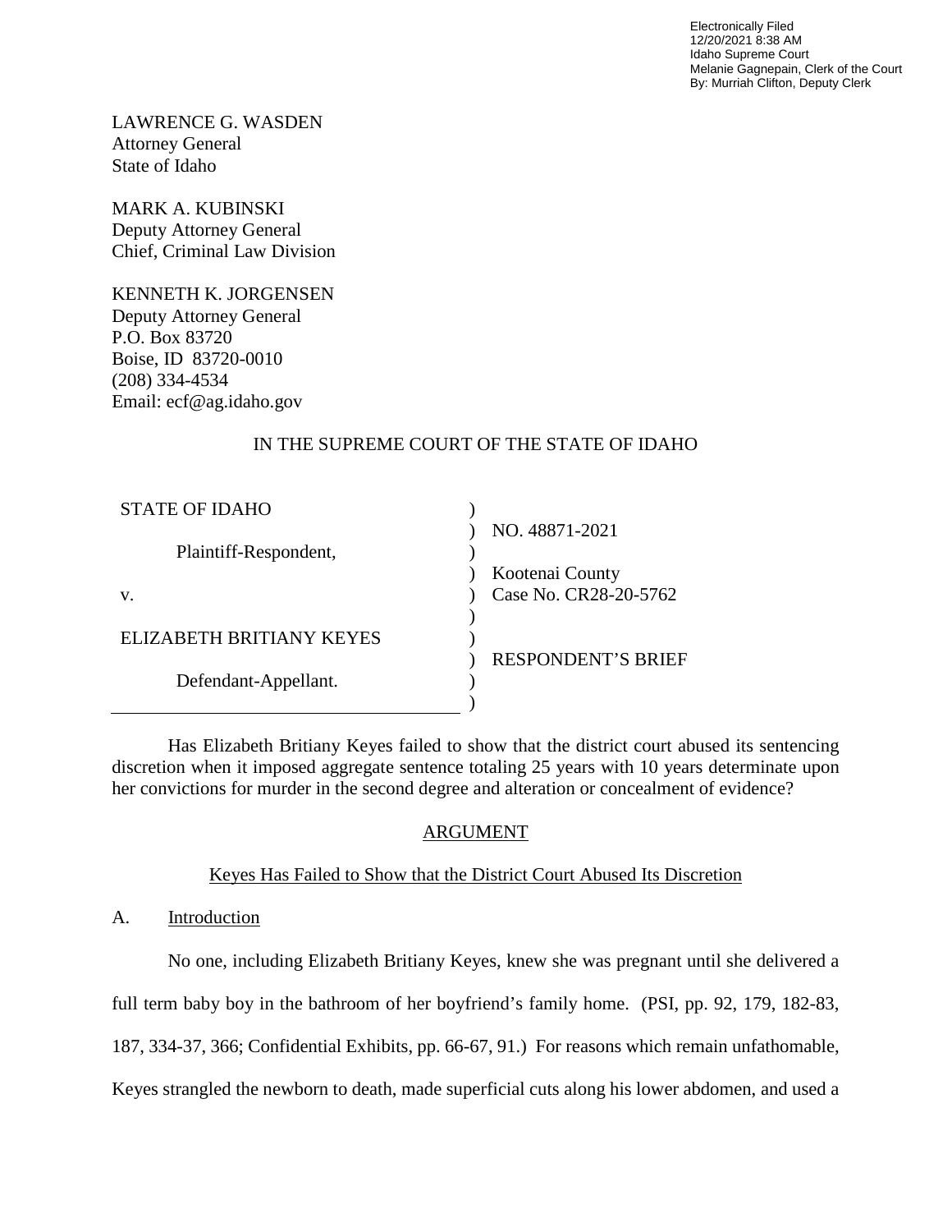Electronically Filed
12/20/2021 8:38 AM
Idaho Supreme Court
Melanie Gagnepain, Clerk of the Court
By: Murriah Clifton, Deputy Clerk

LAWRENCE G. WASDEN
Attorney General
State of Idaho

MARK A. KUBINSKI
Deputy Attorney General
Chief, Criminal Law Division

KENNETH K. JORGENSEN
Deputy Attorney General
P.O. Box 83720
Boise, ID 83720-0010
(208) 334-4534
Email: ecf@ag.idaho.gov

IN THE SUPREME COURT OF THE STATE OF IDAHO

| | | |
|---|---|---|
| STATE OF IDAHO | ) | |
| | ) | NO. 48871-2021 |
| Plaintiff-Respondent, | ) | |
| | ) | Kootenai County |
| v. | ) | Case No. CR28-20-5762 |
| | ) | |
| ELIZABETH BRITIANY KEYES | ) | |
| | ) | RESPONDENT'S BRIEF |
| Defendant-Appellant. | ) | |
| | ) | |

Has Elizabeth Britiany Keyes failed to show that the district court abused its sentencing discretion when it imposed aggregate sentence totaling 25 years with 10 years determinate upon her convictions for murder in the second degree and alteration or concealment of evidence?

## ARGUMENT

### Keyes Has Failed to Show that the District Court Abused Its Discretion

### A. Introduction

No one, including Elizabeth Britiany Keyes, knew she was pregnant until she delivered a full term baby boy in the bathroom of her boyfriend's family home. (PSI, pp. 92, 179, 182-83, 187, 334-37, 366; Confidential Exhibits, pp. 66-67, 91.) For reasons which remain unfathomable, Keyes strangled the newborn to death, made superficial cuts along his lower abdomen, and used a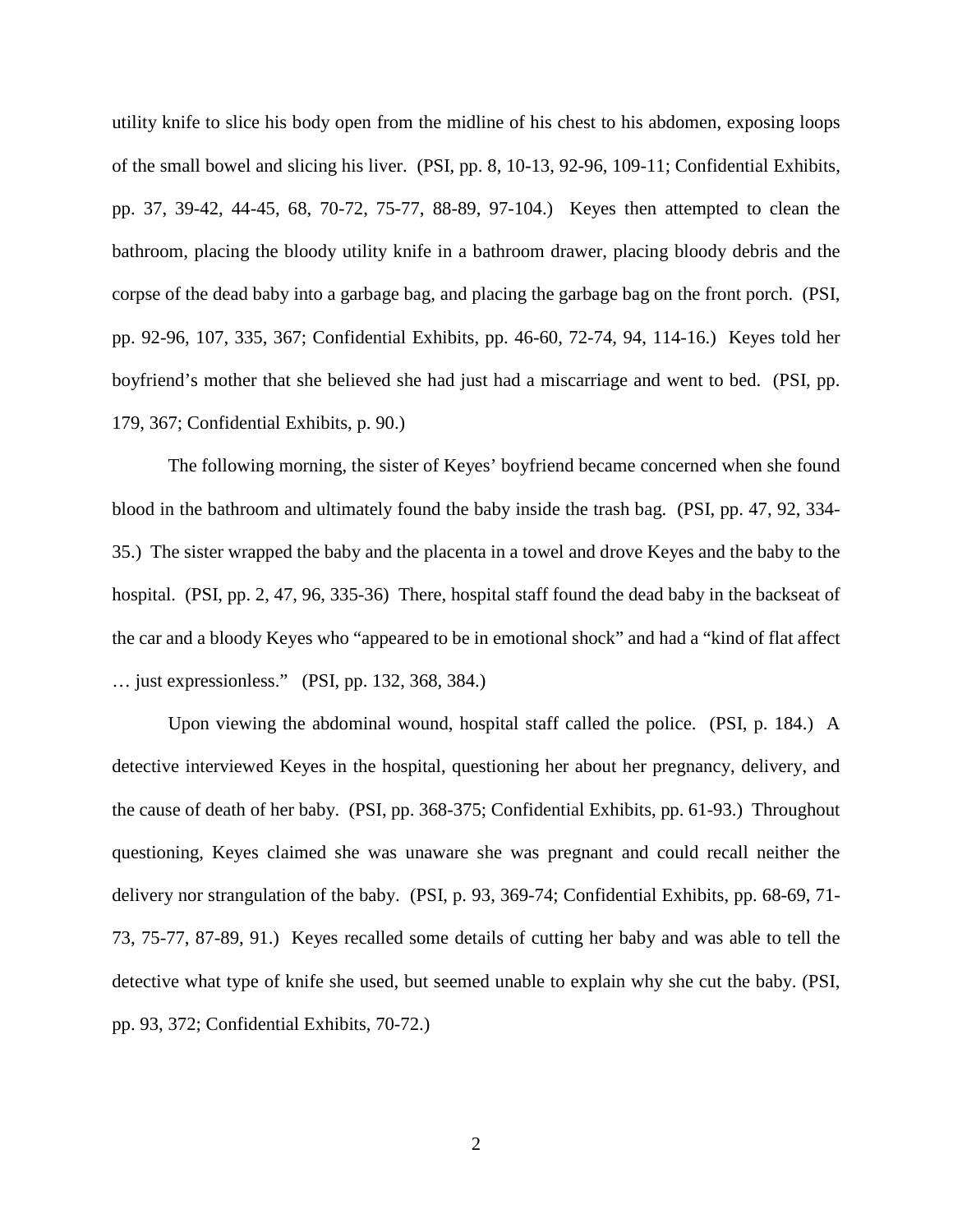utility knife to slice his body open from the midline of his chest to his abdomen, exposing loops of the small bowel and slicing his liver. (PSI, pp. 8, 10-13, 92-96, 109-11; Confidential Exhibits, pp. 37, 39-42, 44-45, 68, 70-72, 75-77, 88-89, 97-104.) Keyes then attempted to clean the bathroom, placing the bloody utility knife in a bathroom drawer, placing bloody debris and the corpse of the dead baby into a garbage bag, and placing the garbage bag on the front porch. (PSI, pp. 92-96, 107, 335, 367; Confidential Exhibits, pp. 46-60, 72-74, 94, 114-16.) Keyes told her boyfriend's mother that she believed she had just had a miscarriage and went to bed. (PSI, pp. 179, 367; Confidential Exhibits, p. 90.)

The following morning, the sister of Keyes' boyfriend became concerned when she found blood in the bathroom and ultimately found the baby inside the trash bag. (PSI, pp. 47, 92, 334-35.) The sister wrapped the baby and the placenta in a towel and drove Keyes and the baby to the hospital. (PSI, pp. 2, 47, 96, 335-36) There, hospital staff found the dead baby in the backseat of the car and a bloody Keyes who "appeared to be in emotional shock" and had a "kind of flat affect … just expressionless." (PSI, pp. 132, 368, 384.)

Upon viewing the abdominal wound, hospital staff called the police. (PSI, p. 184.) A detective interviewed Keyes in the hospital, questioning her about her pregnancy, delivery, and the cause of death of her baby. (PSI, pp. 368-375; Confidential Exhibits, pp. 61-93.) Throughout questioning, Keyes claimed she was unaware she was pregnant and could recall neither the delivery nor strangulation of the baby. (PSI, p. 93, 369-74; Confidential Exhibits, pp. 68-69, 71-73, 75-77, 87-89, 91.) Keyes recalled some details of cutting her baby and was able to tell the detective what type of knife she used, but seemed unable to explain why she cut the baby. (PSI, pp. 93, 372; Confidential Exhibits, 70-72.)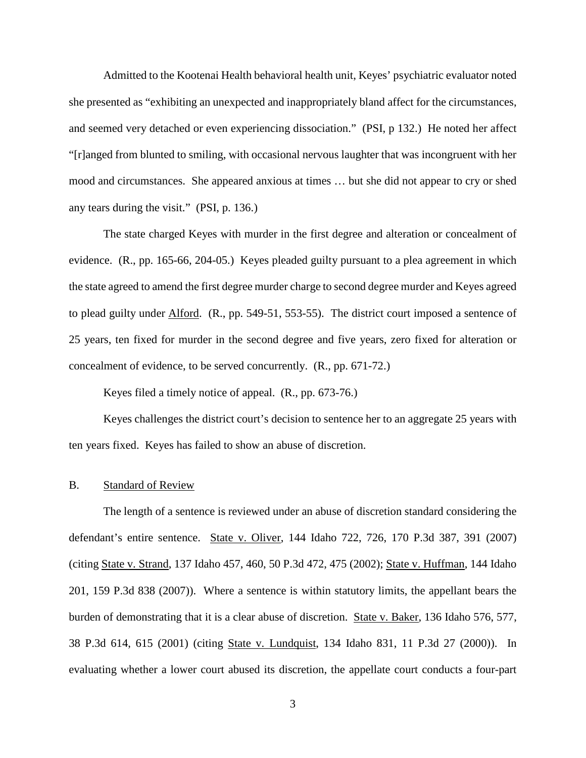Admitted to the Kootenai Health behavioral health unit, Keyes' psychiatric evaluator noted she presented as "exhibiting an unexpected and inappropriately bland affect for the circumstances, and seemed very detached or even experiencing dissociation." (PSI, p 132.) He noted her affect "[r]anged from blunted to smiling, with occasional nervous laughter that was incongruent with her mood and circumstances. She appeared anxious at times … but she did not appear to cry or shed any tears during the visit." (PSI, p. 136.)

The state charged Keyes with murder in the first degree and alteration or concealment of evidence. (R., pp. 165-66, 204-05.) Keyes pleaded guilty pursuant to a plea agreement in which the state agreed to amend the first degree murder charge to second degree murder and Keyes agreed to plead guilty under Alford. (R., pp. 549-51, 553-55). The district court imposed a sentence of 25 years, ten fixed for murder in the second degree and five years, zero fixed for alteration or concealment of evidence, to be served concurrently. (R., pp. 671-72.)

Keyes filed a timely notice of appeal. (R., pp. 673-76.)

Keyes challenges the district court's decision to sentence her to an aggregate 25 years with ten years fixed. Keyes has failed to show an abuse of discretion.

### B. Standard of Review

The length of a sentence is reviewed under an abuse of discretion standard considering the defendant's entire sentence. State v. Oliver, 144 Idaho 722, 726, 170 P.3d 387, 391 (2007) (citing State v. Strand, 137 Idaho 457, 460, 50 P.3d 472, 475 (2002); State v. Huffman, 144 Idaho 201, 159 P.3d 838 (2007)). Where a sentence is within statutory limits, the appellant bears the burden of demonstrating that it is a clear abuse of discretion. State v. Baker, 136 Idaho 576, 577, 38 P.3d 614, 615 (2001) (citing State v. Lundquist, 134 Idaho 831, 11 P.3d 27 (2000)). In evaluating whether a lower court abused its discretion, the appellate court conducts a four-part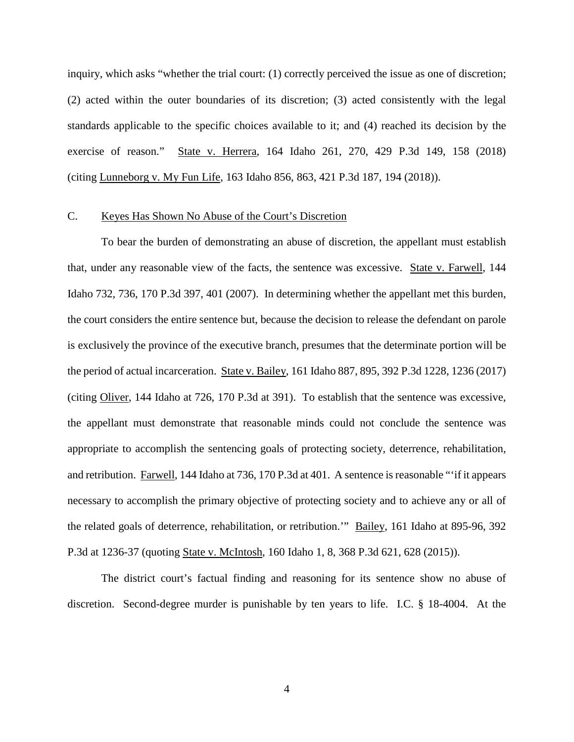inquiry, which asks "whether the trial court: (1) correctly perceived the issue as one of discretion; (2) acted within the outer boundaries of its discretion; (3) acted consistently with the legal standards applicable to the specific choices available to it; and (4) reached its decision by the exercise of reason." State v. Herrera, 164 Idaho 261, 270, 429 P.3d 149, 158 (2018) (citing Lunneborg v. My Fun Life, 163 Idaho 856, 863, 421 P.3d 187, 194 (2018)).

### C. Keyes Has Shown No Abuse of the Court's Discretion

To bear the burden of demonstrating an abuse of discretion, the appellant must establish that, under any reasonable view of the facts, the sentence was excessive. State v. Farwell, 144 Idaho 732, 736, 170 P.3d 397, 401 (2007). In determining whether the appellant met this burden, the court considers the entire sentence but, because the decision to release the defendant on parole is exclusively the province of the executive branch, presumes that the determinate portion will be the period of actual incarceration. State v. Bailey, 161 Idaho 887, 895, 392 P.3d 1228, 1236 (2017) (citing Oliver, 144 Idaho at 726, 170 P.3d at 391). To establish that the sentence was excessive, the appellant must demonstrate that reasonable minds could not conclude the sentence was appropriate to accomplish the sentencing goals of protecting society, deterrence, rehabilitation, and retribution. Farwell, 144 Idaho at 736, 170 P.3d at 401. A sentence is reasonable "'if it appears necessary to accomplish the primary objective of protecting society and to achieve any or all of the related goals of deterrence, rehabilitation, or retribution.'" Bailey, 161 Idaho at 895-96, 392 P.3d at 1236-37 (quoting State v. McIntosh, 160 Idaho 1, 8, 368 P.3d 621, 628 (2015)).

The district court's factual finding and reasoning for its sentence show no abuse of discretion. Second-degree murder is punishable by ten years to life. I.C. § 18-4004. At the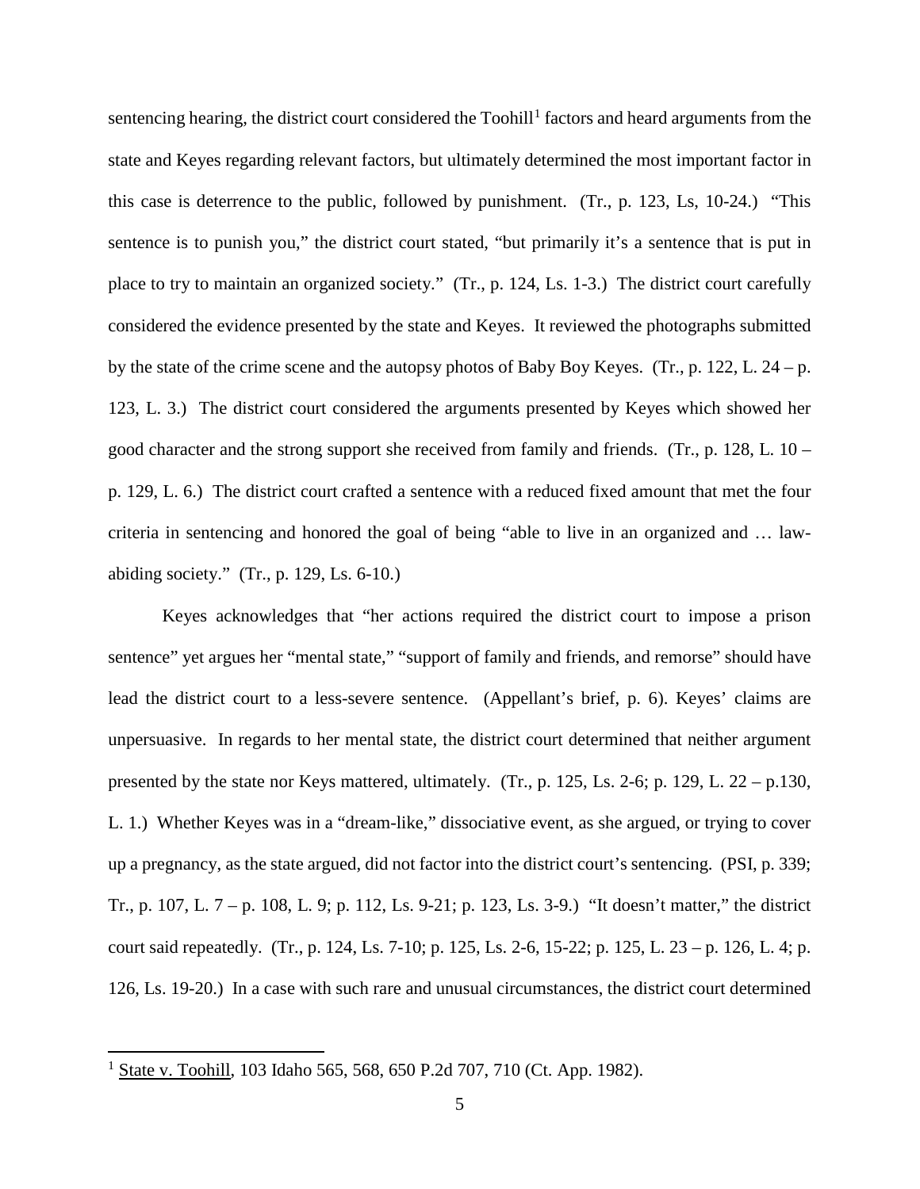sentencing hearing, the district court considered the Toohill[1] factors and heard arguments from the state and Keyes regarding relevant factors, but ultimately determined the most important factor in this case is deterrence to the public, followed by punishment. (Tr., p. 123, Ls, 10-24.) "This sentence is to punish you," the district court stated, "but primarily it's a sentence that is put in place to try to maintain an organized society." (Tr., p. 124, Ls. 1-3.) The district court carefully considered the evidence presented by the state and Keyes. It reviewed the photographs submitted by the state of the crime scene and the autopsy photos of Baby Boy Keyes. (Tr., p. 122, L. 24 – p. 123, L. 3.) The district court considered the arguments presented by Keyes which showed her good character and the strong support she received from family and friends. (Tr., p. 128, L. 10 – p. 129, L. 6.) The district court crafted a sentence with a reduced fixed amount that met the four criteria in sentencing and honored the goal of being "able to live in an organized and … law-abiding society." (Tr., p. 129, Ls. 6-10.)

Keyes acknowledges that "her actions required the district court to impose a prison sentence" yet argues her "mental state," "support of family and friends, and remorse" should have lead the district court to a less-severe sentence. (Appellant's brief, p. 6). Keyes' claims are unpersuasive. In regards to her mental state, the district court determined that neither argument presented by the state nor Keys mattered, ultimately. (Tr., p. 125, Ls. 2-6; p. 129, L. 22 – p.130, L. 1.) Whether Keyes was in a "dream-like," dissociative event, as she argued, or trying to cover up a pregnancy, as the state argued, did not factor into the district court's sentencing. (PSI, p. 339; Tr., p. 107, L. 7 – p. 108, L. 9; p. 112, Ls. 9-21; p. 123, Ls. 3-9.) "It doesn't matter," the district court said repeatedly. (Tr., p. 124, Ls. 7-10; p. 125, Ls. 2-6, 15-22; p. 125, L. 23 – p. 126, L. 4; p. 126, Ls. 19-20.) In a case with such rare and unusual circumstances, the district court determined

---

[1] State v. Toohill, 103 Idaho 565, 568, 650 P.2d 707, 710 (Ct. App. 1982).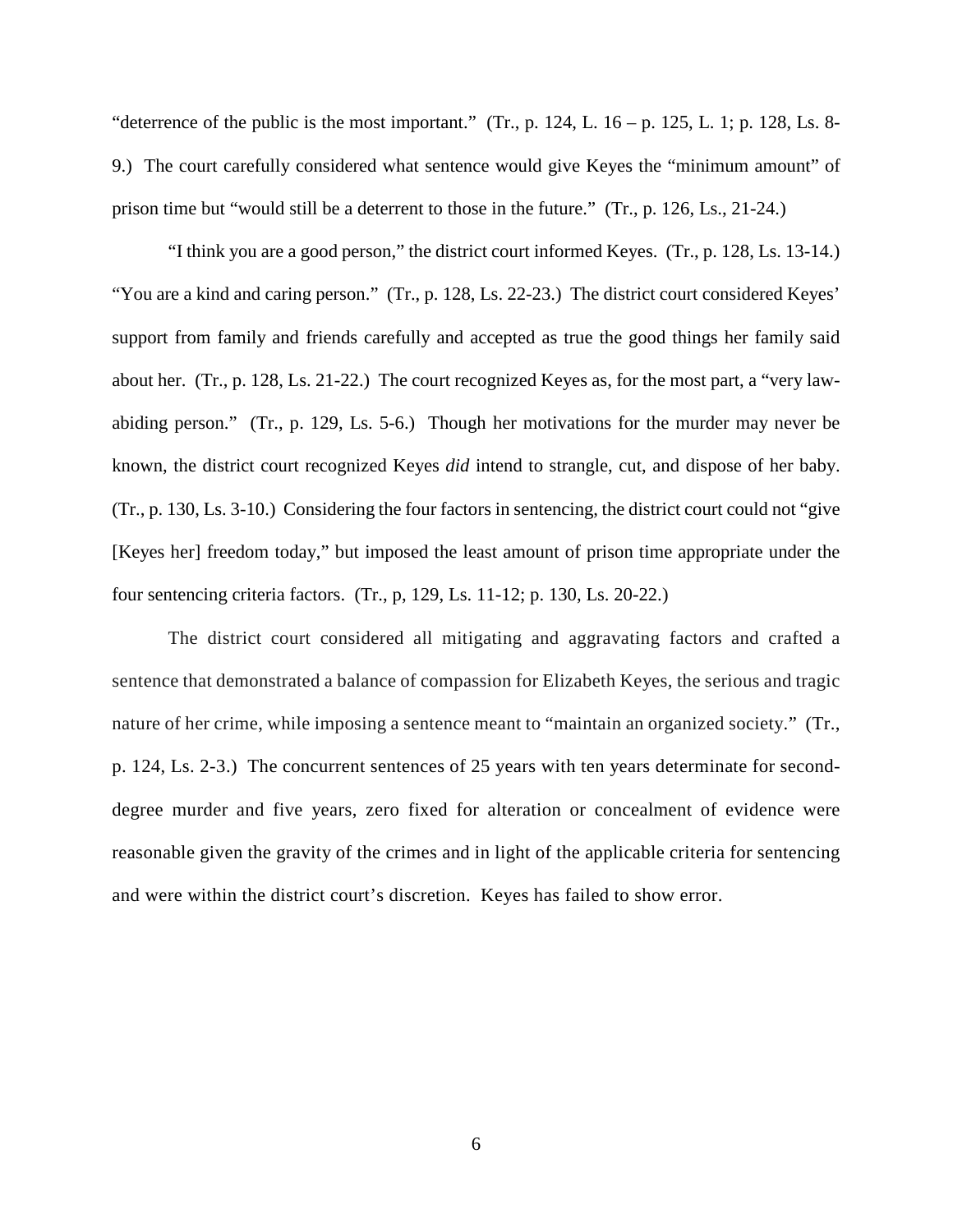"deterrence of the public is the most important." (Tr., p. 124, L. 16 – p. 125, L. 1; p. 128, Ls. 8-9.) The court carefully considered what sentence would give Keyes the "minimum amount" of prison time but "would still be a deterrent to those in the future." (Tr., p. 126, Ls., 21-24.)

"I think you are a good person," the district court informed Keyes. (Tr., p. 128, Ls. 13-14.) "You are a kind and caring person." (Tr., p. 128, Ls. 22-23.) The district court considered Keyes' support from family and friends carefully and accepted as true the good things her family said about her. (Tr., p. 128, Ls. 21-22.) The court recognized Keyes as, for the most part, a "very law-abiding person." (Tr., p. 129, Ls. 5-6.) Though her motivations for the murder may never be known, the district court recognized Keyes *did* intend to strangle, cut, and dispose of her baby. (Tr., p. 130, Ls. 3-10.) Considering the four factors in sentencing, the district court could not "give [Keyes her] freedom today," but imposed the least amount of prison time appropriate under the four sentencing criteria factors. (Tr., p, 129, Ls. 11-12; p. 130, Ls. 20-22.)

The district court considered all mitigating and aggravating factors and crafted a sentence that demonstrated a balance of compassion for Elizabeth Keyes, the serious and tragic nature of her crime, while imposing a sentence meant to "maintain an organized society." (Tr., p. 124, Ls. 2-3.) The concurrent sentences of 25 years with ten years determinate for second-degree murder and five years, zero fixed for alteration or concealment of evidence were reasonable given the gravity of the crimes and in light of the applicable criteria for sentencing and were within the district court's discretion. Keyes has failed to show error.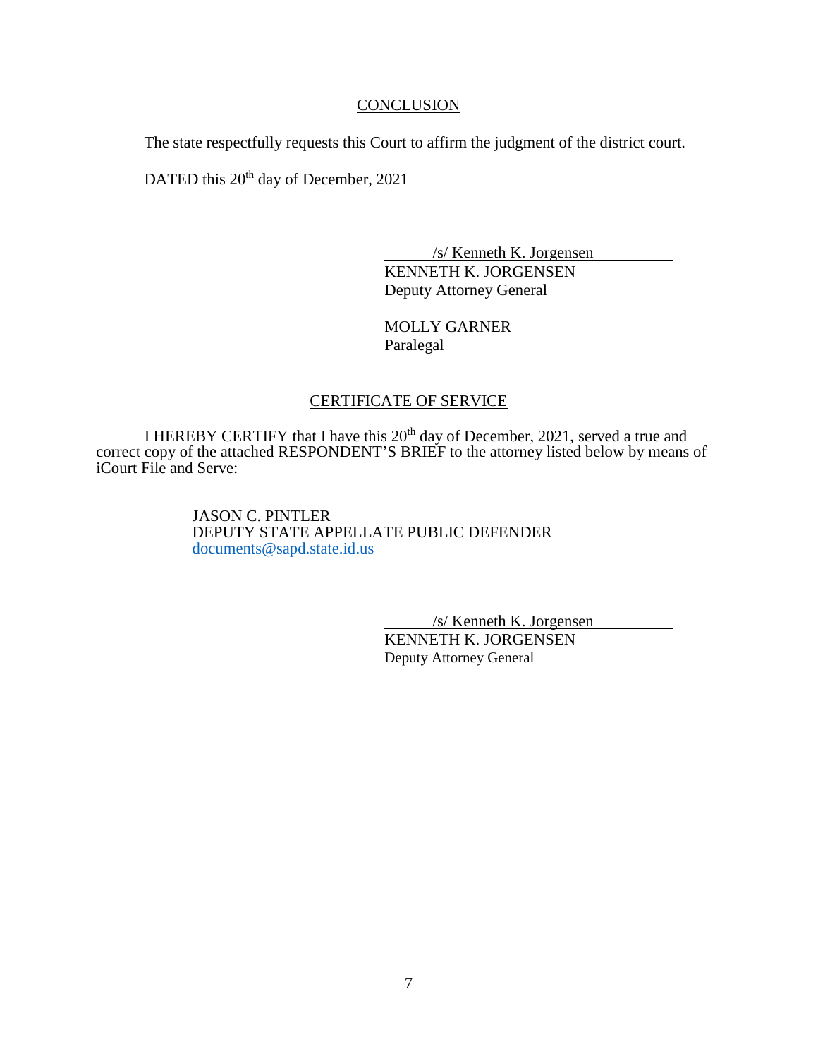## CONCLUSION

The state respectfully requests this Court to affirm the judgment of the district court.

DATED this 20th day of December, 2021

/s/ Kenneth K. Jorgensen
KENNETH K. JORGENSEN
Deputy Attorney General

MOLLY GARNER
Paralegal

## CERTIFICATE OF SERVICE

I HEREBY CERTIFY that I have this 20th day of December, 2021, served a true and correct copy of the attached RESPONDENT'S BRIEF to the attorney listed below by means of iCourt File and Serve:

JASON C. PINTLER
DEPUTY STATE APPELLATE PUBLIC DEFENDER
documents@sapd.state.id.us

/s/ Kenneth K. Jorgensen
KENNETH K. JORGENSEN
Deputy Attorney General